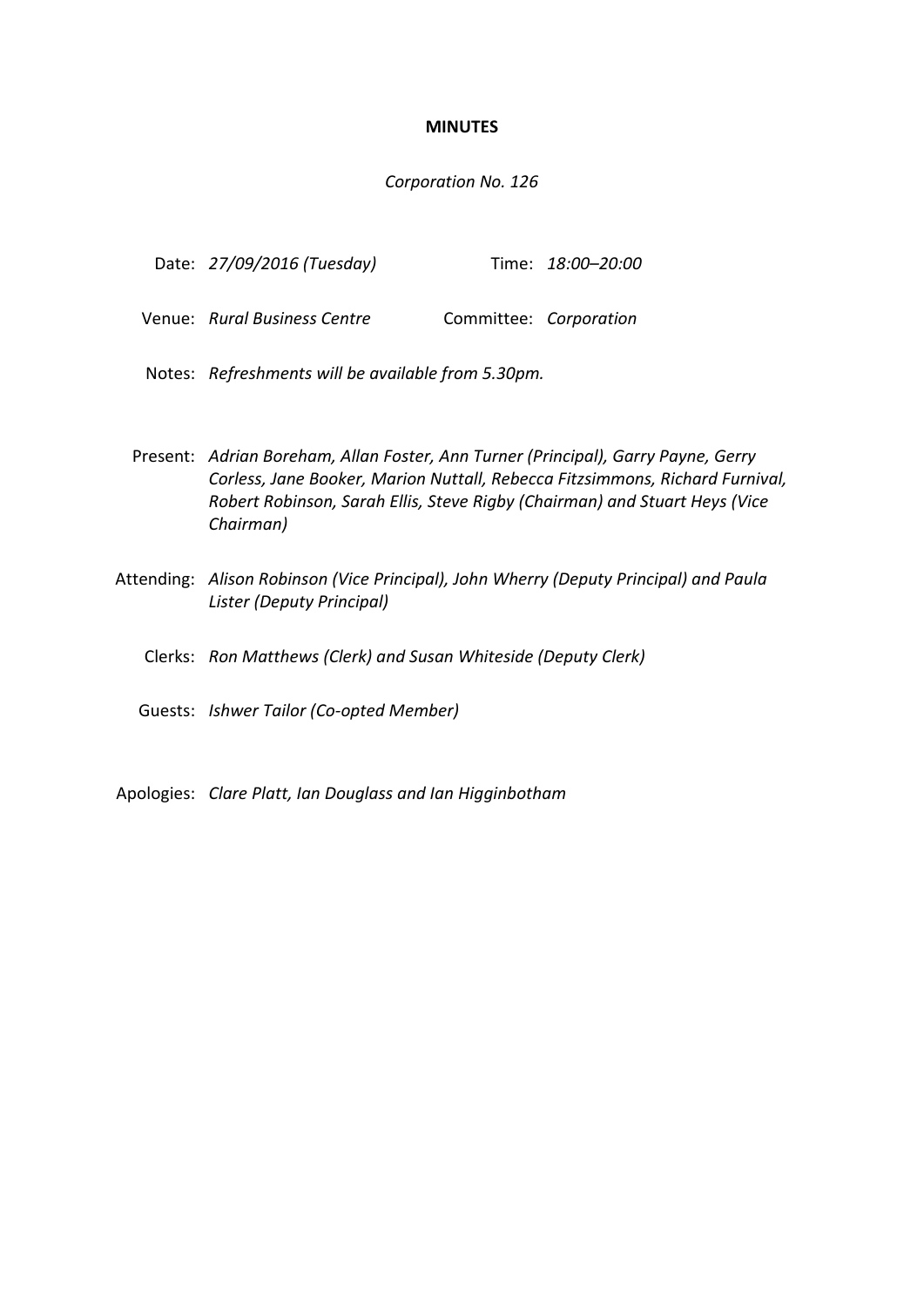**MINUTES**

*Corporation No. 126*

Date: *27/09/2016 (Tuesday)* Time: *18:00–20:00*

Venue: *Rural Business Centre* Committee: *Corporation*

Notes: *Refreshments will be available from 5.30pm.*

Present: *Adrian Boreham, Allan Foster, Ann Turner (Principal), Garry Payne, Gerry Corless, Jane Booker, Marion Nuttall, Rebecca Fitzsimmons, Richard Furnival, Robert Robinson, Sarah Ellis, Steve Rigby (Chairman) and Stuart Heys (Vice Chairman)*

Attending: *Alison Robinson (Vice Principal), John Wherry (Deputy Principal) and Paula Lister (Deputy Principal)*

Clerks: *Ron Matthews (Clerk) and Susan Whiteside (Deputy Clerk)*

Guests: *Ishwer Tailor (Co-opted Member)*

Apologies: *Clare Platt, Ian Douglass and Ian Higginbotham*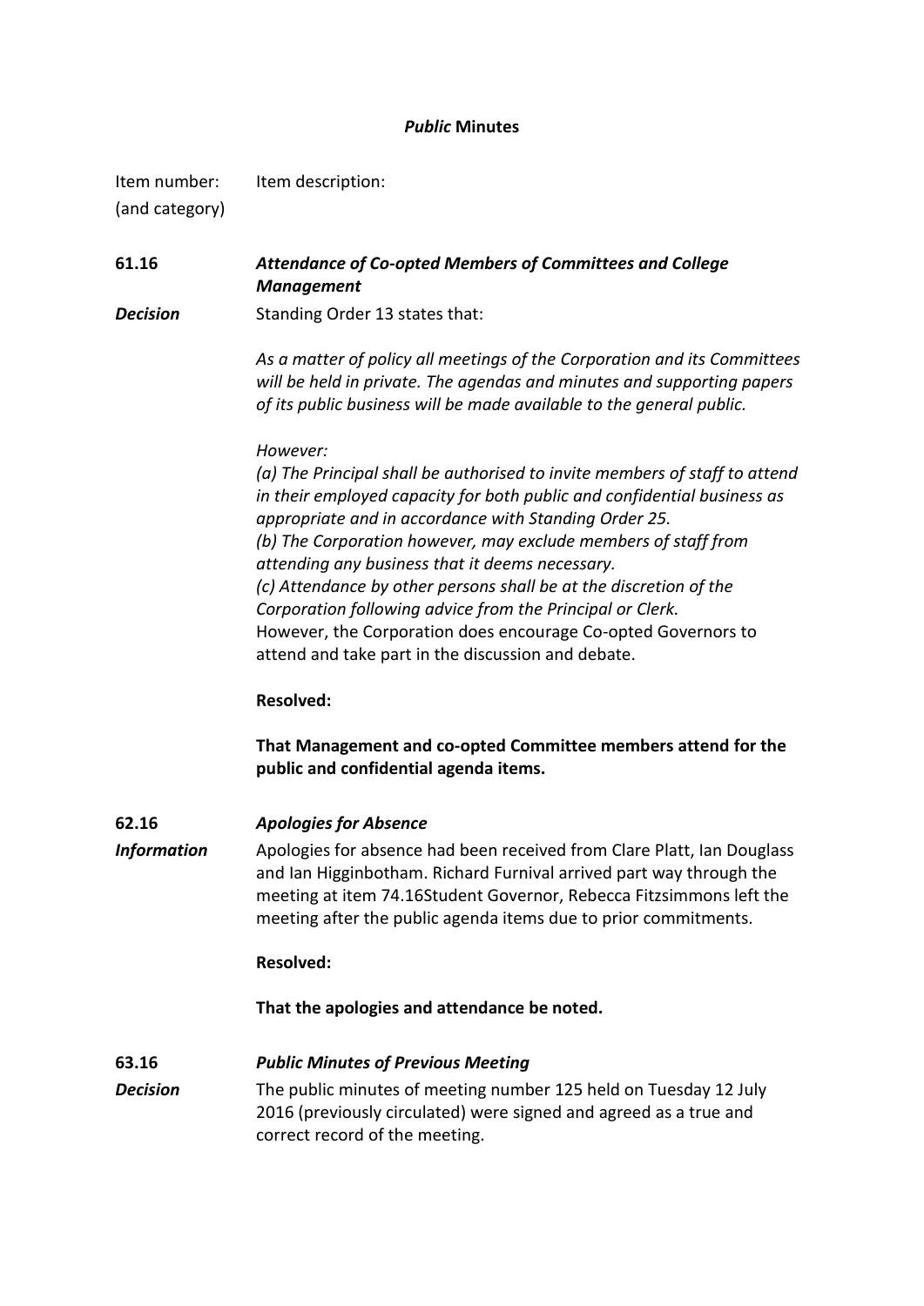### *Public* Minutes

| Item number: (and category) | Item description: |
|---|---|

**61.16** ***Attendance of Co-opted Members of Committees and College Management***

***Decision***

Standing Order 13 states that:

*As a matter of policy all meetings of the Corporation and its Committees will be held in private. The agendas and minutes and supporting papers of its public business will be made available to the general public.*

*However:*
*(a) The Principal shall be authorised to invite members of staff to attend in their employed capacity for both public and confidential business as appropriate and in accordance with Standing Order 25.*
*(b) The Corporation however, may exclude members of staff from attending any business that it deems necessary.*
*(c) Attendance by other persons shall be at the discretion of the Corporation following advice from the Principal or Clerk.*
However, the Corporation does encourage Co-opted Governors to attend and take part in the discussion and debate.

**Resolved:**

**That Management and co-opted Committee members attend for the public and confidential agenda items.**

**62.16** ***Apologies for Absence***

***Information***

Apologies for absence had been received from Clare Platt, Ian Douglass and Ian Higginbotham. Richard Furnival arrived part way through the meeting at item 74.16Student Governor, Rebecca Fitzsimmons left the meeting after the public agenda items due to prior commitments.

**Resolved:**

**That the apologies and attendance be noted.**

**63.16** ***Public Minutes of Previous Meeting***

***Decision***

The public minutes of meeting number 125 held on Tuesday 12 July 2016 (previously circulated) were signed and agreed as a true and correct record of the meeting.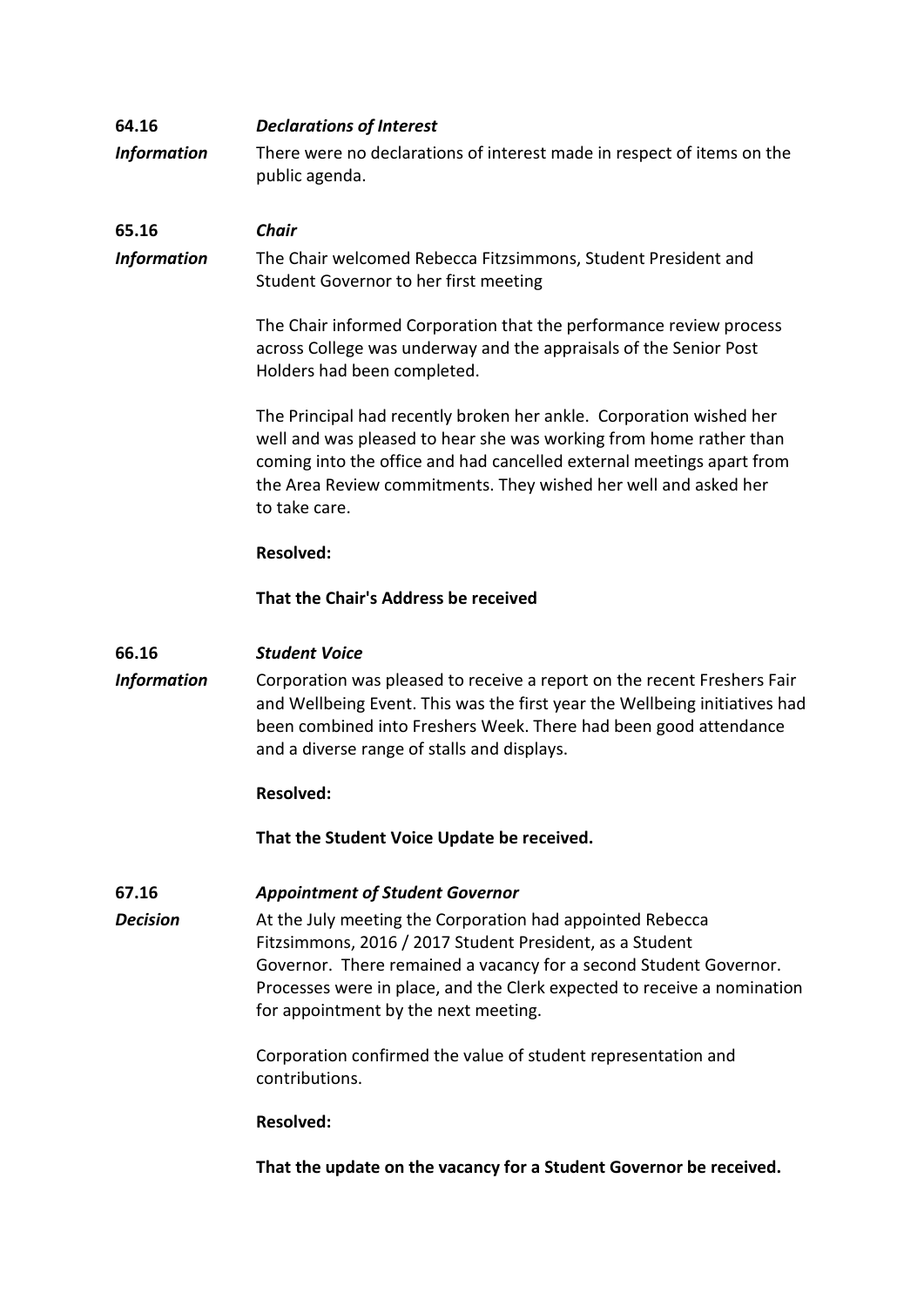**64.16** ***Declarations of Interest***

***Information*** There were no declarations of interest made in respect of items on the public agenda.

**65.16** ***Chair***

***Information*** The Chair welcomed Rebecca Fitzsimmons, Student President and Student Governor to her first meeting

The Chair informed Corporation that the performance review process across College was underway and the appraisals of the Senior Post Holders had been completed.

The Principal had recently broken her ankle. Corporation wished her well and was pleased to hear she was working from home rather than coming into the office and had cancelled external meetings apart from the Area Review commitments. They wished her well and asked her to take care.

**Resolved:**

**That the Chair's Address be received**

**66.16** ***Student Voice***

***Information*** Corporation was pleased to receive a report on the recent Freshers Fair and Wellbeing Event. This was the first year the Wellbeing initiatives had been combined into Freshers Week. There had been good attendance and a diverse range of stalls and displays.

**Resolved:**

**That the Student Voice Update be received.**

**67.16** ***Appointment of Student Governor***

***Decision*** At the July meeting the Corporation had appointed Rebecca Fitzsimmons, 2016 / 2017 Student President, as a Student Governor. There remained a vacancy for a second Student Governor. Processes were in place, and the Clerk expected to receive a nomination for appointment by the next meeting.

Corporation confirmed the value of student representation and contributions.

**Resolved:**

**That the update on the vacancy for a Student Governor be received.**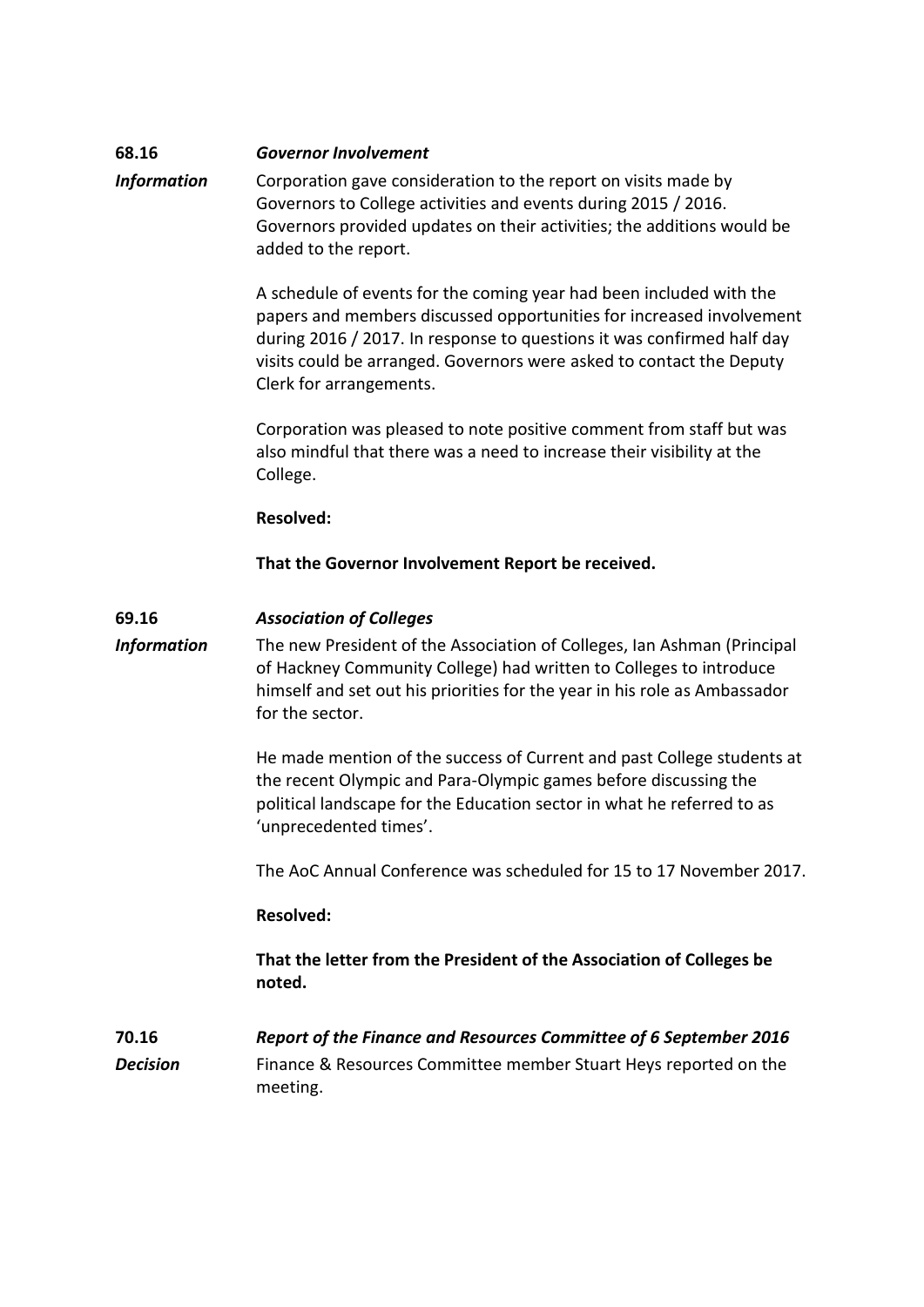**68.16** ***Governor Involvement***

***Information*** Corporation gave consideration to the report on visits made by Governors to College activities and events during 2015 / 2016. Governors provided updates on their activities; the additions would be added to the report.

A schedule of events for the coming year had been included with the papers and members discussed opportunities for increased involvement during 2016 / 2017. In response to questions it was confirmed half day visits could be arranged. Governors were asked to contact the Deputy Clerk for arrangements.

Corporation was pleased to note positive comment from staff but was also mindful that there was a need to increase their visibility at the College.

**Resolved:**

**That the Governor Involvement Report be received.**

**69.16** ***Association of Colleges***

***Information*** The new President of the Association of Colleges, Ian Ashman (Principal of Hackney Community College) had written to Colleges to introduce himself and set out his priorities for the year in his role as Ambassador for the sector.

He made mention of the success of Current and past College students at the recent Olympic and Para-Olympic games before discussing the political landscape for the Education sector in what he referred to as 'unprecedented times'.

The AoC Annual Conference was scheduled for 15 to 17 November 2017.

**Resolved:**

**That the letter from the President of the Association of Colleges be noted.**

**70.16** ***Report of the Finance and Resources Committee of 6 September 2016***

***Decision*** Finance & Resources Committee member Stuart Heys reported on the meeting.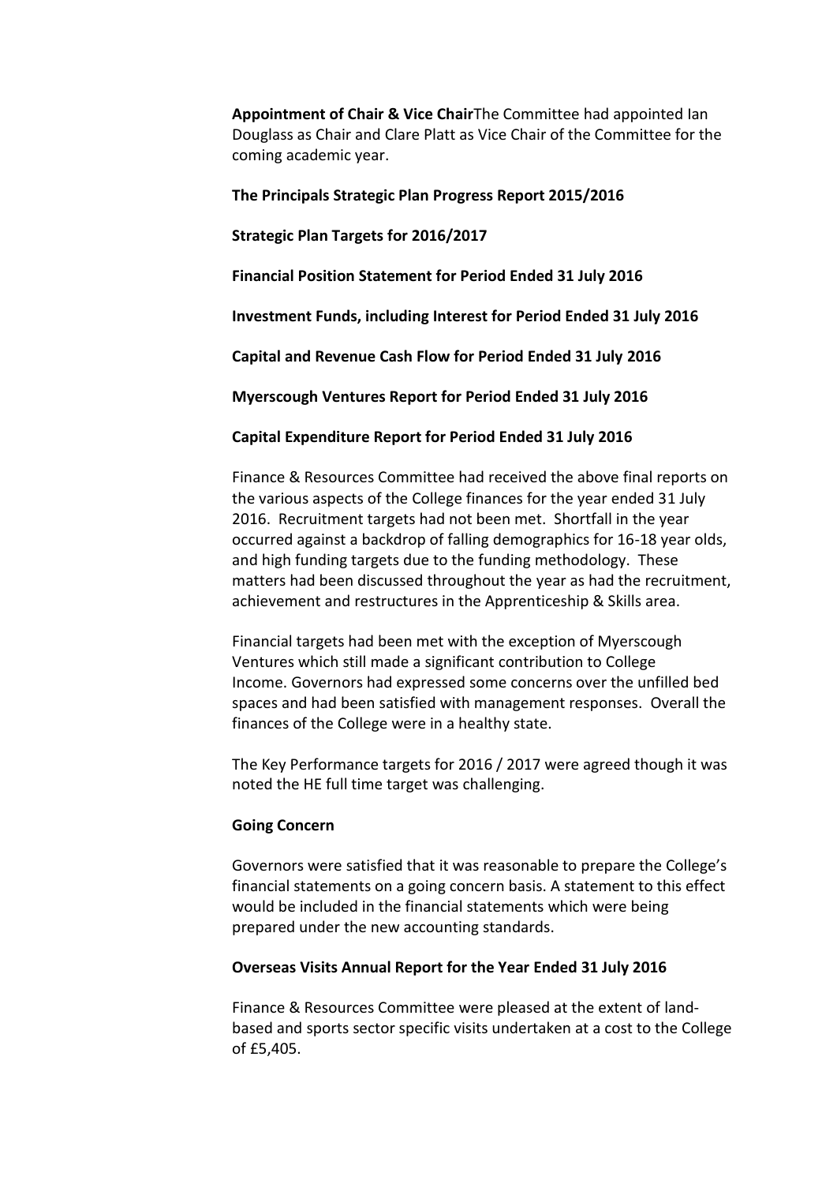**Appointment of Chair & Vice Chair**The Committee had appointed Ian Douglass as Chair and Clare Platt as Vice Chair of the Committee for the coming academic year.

**The Principals Strategic Plan Progress Report 2015/2016**

**Strategic Plan Targets for 2016/2017**

**Financial Position Statement for Period Ended 31 July 2016**

**Investment Funds, including Interest for Period Ended 31 July 2016**

**Capital and Revenue Cash Flow for Period Ended 31 July 2016**

**Myerscough Ventures Report for Period Ended 31 July 2016**

**Capital Expenditure Report for Period Ended 31 July 2016**

Finance & Resources Committee had received the above final reports on the various aspects of the College finances for the year ended 31 July 2016. Recruitment targets had not been met. Shortfall in the year occurred against a backdrop of falling demographics for 16-18 year olds, and high funding targets due to the funding methodology. These matters had been discussed throughout the year as had the recruitment, achievement and restructures in the Apprenticeship & Skills area.

Financial targets had been met with the exception of Myerscough Ventures which still made a significant contribution to College Income. Governors had expressed some concerns over the unfilled bed spaces and had been satisfied with management responses. Overall the finances of the College were in a healthy state.

The Key Performance targets for 2016 / 2017 were agreed though it was noted the HE full time target was challenging.

**Going Concern**

Governors were satisfied that it was reasonable to prepare the College's financial statements on a going concern basis. A statement to this effect would be included in the financial statements which were being prepared under the new accounting standards.

**Overseas Visits Annual Report for the Year Ended 31 July 2016**

Finance & Resources Committee were pleased at the extent of land-based and sports sector specific visits undertaken at a cost to the College of £5,405.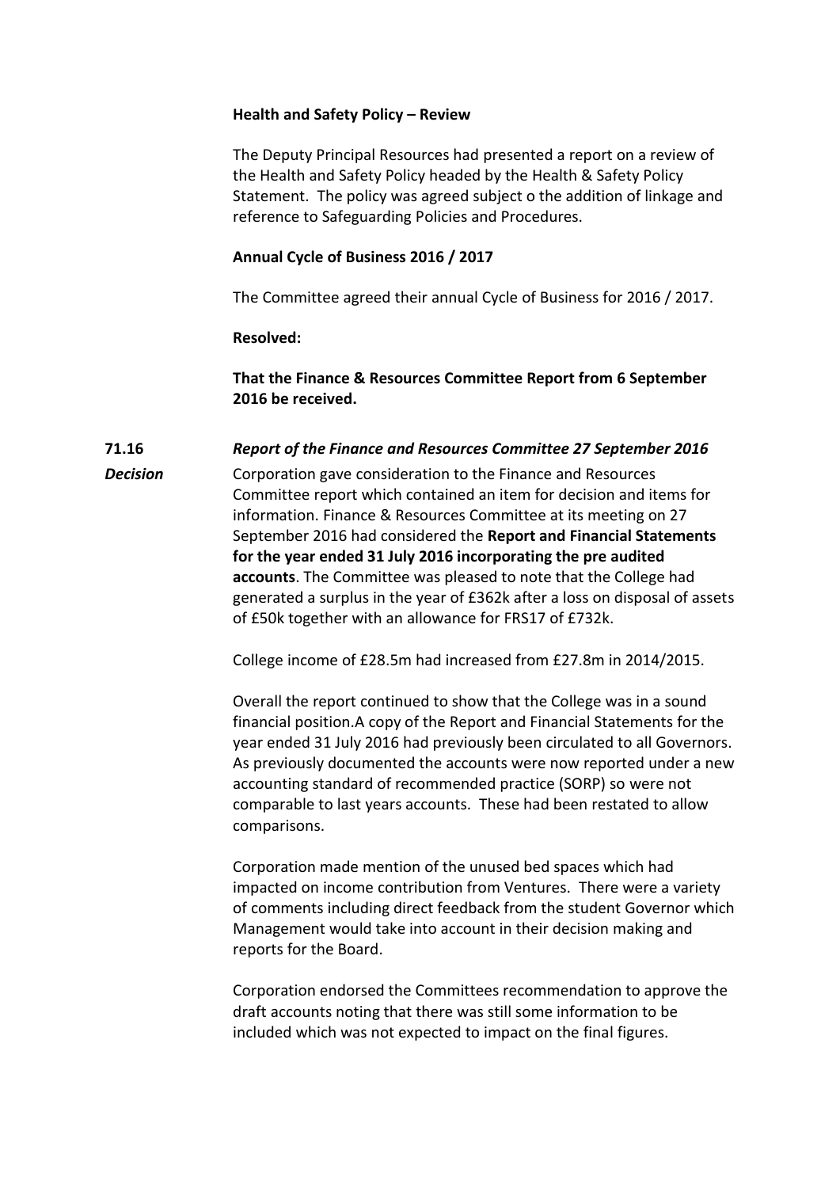**Health and Safety Policy – Review**

The Deputy Principal Resources had presented a report on a review of the Health and Safety Policy headed by the Health & Safety Policy Statement. The policy was agreed subject o the addition of linkage and reference to Safeguarding Policies and Procedures.

**Annual Cycle of Business 2016 / 2017**

The Committee agreed their annual Cycle of Business for 2016 / 2017.

**Resolved:**

**That the Finance & Resources Committee Report from 6 September 2016 be received.**

**71.16** ***Report of the Finance and Resources Committee 27 September 2016***

***Decision***

Corporation gave consideration to the Finance and Resources Committee report which contained an item for decision and items for information. Finance & Resources Committee at its meeting on 27 September 2016 had considered the **Report and Financial Statements for the year ended 31 July 2016 incorporating the pre audited accounts**. The Committee was pleased to note that the College had generated a surplus in the year of £362k after a loss on disposal of assets of £50k together with an allowance for FRS17 of £732k.

College income of £28.5m had increased from £27.8m in 2014/2015.

Overall the report continued to show that the College was in a sound financial position.A copy of the Report and Financial Statements for the year ended 31 July 2016 had previously been circulated to all Governors. As previously documented the accounts were now reported under a new accounting standard of recommended practice (SORP) so were not comparable to last years accounts. These had been restated to allow comparisons.

Corporation made mention of the unused bed spaces which had impacted on income contribution from Ventures. There were a variety of comments including direct feedback from the student Governor which Management would take into account in their decision making and reports for the Board.

Corporation endorsed the Committees recommendation to approve the draft accounts noting that there was still some information to be included which was not expected to impact on the final figures.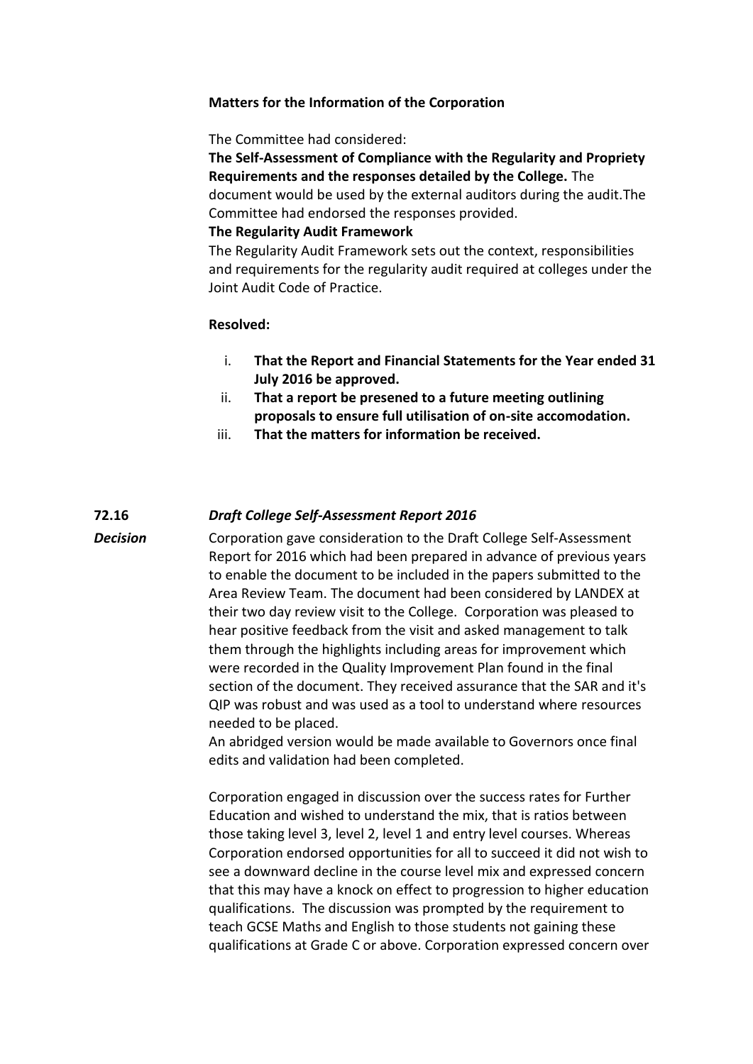**Matters for the Information of the Corporation**

The Committee had considered:

**The Self-Assessment of Compliance with the Regularity and Propriety Requirements and the responses detailed by the College.** The document would be used by the external auditors during the audit.The Committee had endorsed the responses provided.

**The Regularity Audit Framework**

The Regularity Audit Framework sets out the context, responsibilities and requirements for the regularity audit required at colleges under the Joint Audit Code of Practice.

**Resolved:**

i. **That the Report and Financial Statements for the Year ended 31 July 2016 be approved.**
ii. **That a report be presened to a future meeting outlining proposals to ensure full utilisation of on-site accomodation.**
iii. **That the matters for information be received.**

**72.16** ***Draft College Self-Assessment Report 2016***

***Decision***

Corporation gave consideration to the Draft College Self-Assessment Report for 2016 which had been prepared in advance of previous years to enable the document to be included in the papers submitted to the Area Review Team. The document had been considered by LANDEX at their two day review visit to the College. Corporation was pleased to hear positive feedback from the visit and asked management to talk them through the highlights including areas for improvement which were recorded in the Quality Improvement Plan found in the final section of the document. They received assurance that the SAR and it's QIP was robust and was used as a tool to understand where resources needed to be placed.

An abridged version would be made available to Governors once final edits and validation had been completed.

Corporation engaged in discussion over the success rates for Further Education and wished to understand the mix, that is ratios between those taking level 3, level 2, level 1 and entry level courses. Whereas Corporation endorsed opportunities for all to succeed it did not wish to see a downward decline in the course level mix and expressed concern that this may have a knock on effect to progression to higher education qualifications. The discussion was prompted by the requirement to teach GCSE Maths and English to those students not gaining these qualifications at Grade C or above. Corporation expressed concern over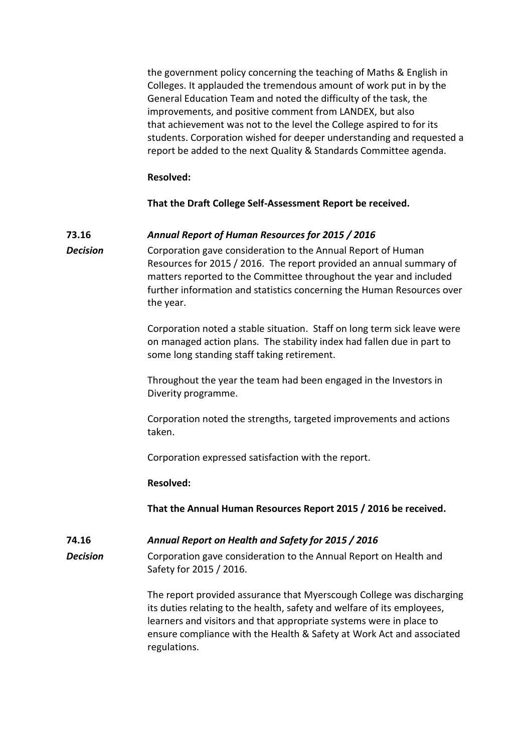the government policy concerning the teaching of Maths & English in Colleges. It applauded the tremendous amount of work put in by the General Education Team and noted the difficulty of the task, the improvements, and positive comment from LANDEX, but also that achievement was not to the level the College aspired to for its students. Corporation wished for deeper understanding and requested a report be added to the next Quality & Standards Committee agenda.

**Resolved:**

**That the Draft College Self-Assessment Report be received.**

**73.16** ***Annual Report of Human Resources for 2015 / 2016***

***Decision***

Corporation gave consideration to the Annual Report of Human Resources for 2015 / 2016. The report provided an annual summary of matters reported to the Committee throughout the year and included further information and statistics concerning the Human Resources over the year.

Corporation noted a stable situation. Staff on long term sick leave were on managed action plans. The stability index had fallen due in part to some long standing staff taking retirement.

Throughout the year the team had been engaged in the Investors in Diverity programme.

Corporation noted the strengths, targeted improvements and actions taken.

Corporation expressed satisfaction with the report.

**Resolved:**

**That the Annual Human Resources Report 2015 / 2016 be received.**

**74.16** ***Annual Report on Health and Safety for 2015 / 2016***

***Decision***

Corporation gave consideration to the Annual Report on Health and Safety for 2015 / 2016.

The report provided assurance that Myerscough College was discharging its duties relating to the health, safety and welfare of its employees, learners and visitors and that appropriate systems were in place to ensure compliance with the Health & Safety at Work Act and associated regulations.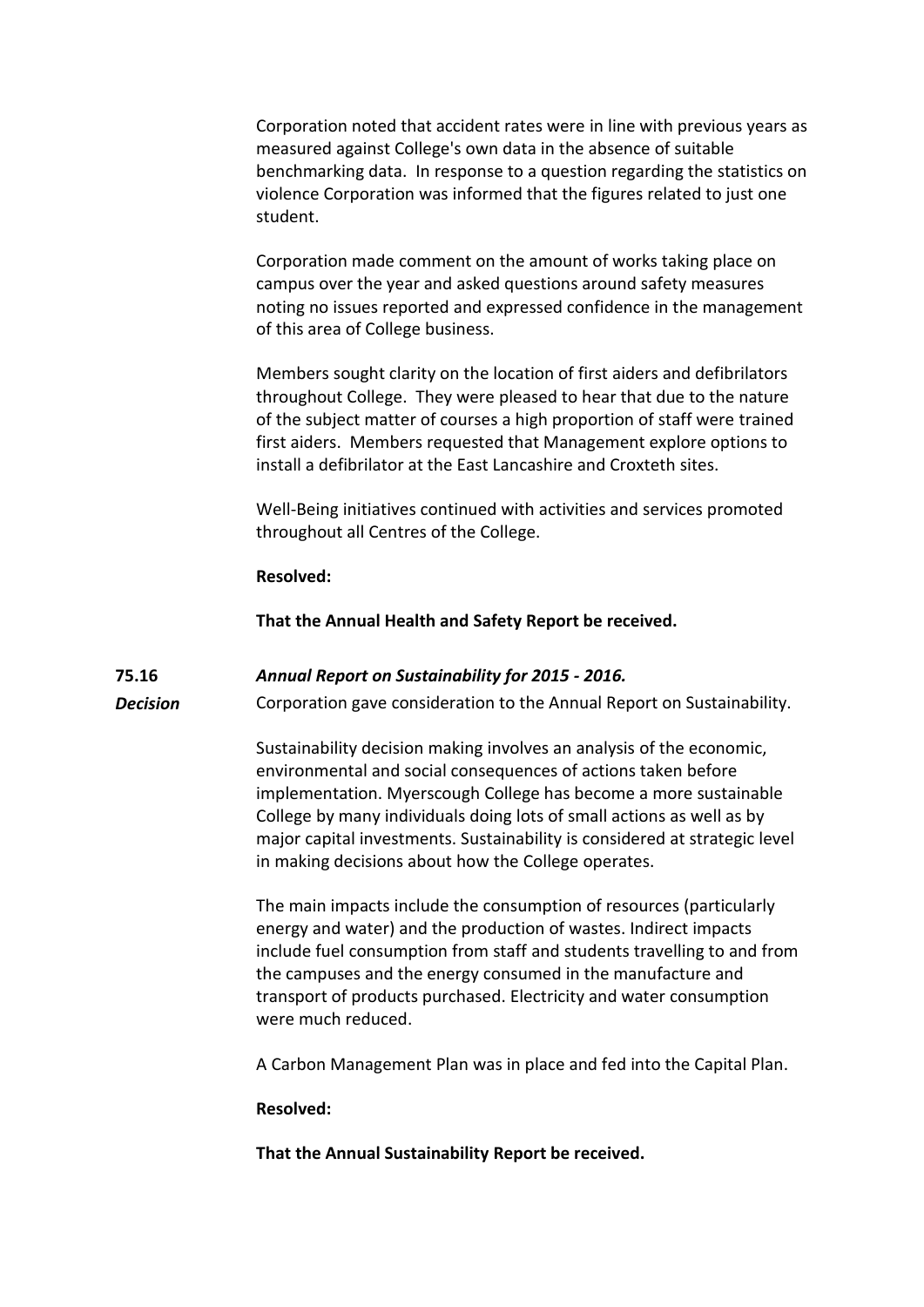Corporation noted that accident rates were in line with previous years as measured against College's own data in the absence of suitable benchmarking data. In response to a question regarding the statistics on violence Corporation was informed that the figures related to just one student.

Corporation made comment on the amount of works taking place on campus over the year and asked questions around safety measures noting no issues reported and expressed confidence in the management of this area of College business.

Members sought clarity on the location of first aiders and defibrilators throughout College. They were pleased to hear that due to the nature of the subject matter of courses a high proportion of staff were trained first aiders. Members requested that Management explore options to install a defibrilator at the East Lancashire and Croxteth sites.

Well-Being initiatives continued with activities and services promoted throughout all Centres of the College.

**Resolved:**

**That the Annual Health and Safety Report be received.**

**75.16** ***Annual Report on Sustainability for 2015 - 2016.***

***Decision***

Corporation gave consideration to the Annual Report on Sustainability.

Sustainability decision making involves an analysis of the economic, environmental and social consequences of actions taken before implementation. Myerscough College has become a more sustainable College by many individuals doing lots of small actions as well as by major capital investments. Sustainability is considered at strategic level in making decisions about how the College operates.

The main impacts include the consumption of resources (particularly energy and water) and the production of wastes. Indirect impacts include fuel consumption from staff and students travelling to and from the campuses and the energy consumed in the manufacture and transport of products purchased. Electricity and water consumption were much reduced.

A Carbon Management Plan was in place and fed into the Capital Plan.

**Resolved:**

**That the Annual Sustainability Report be received.**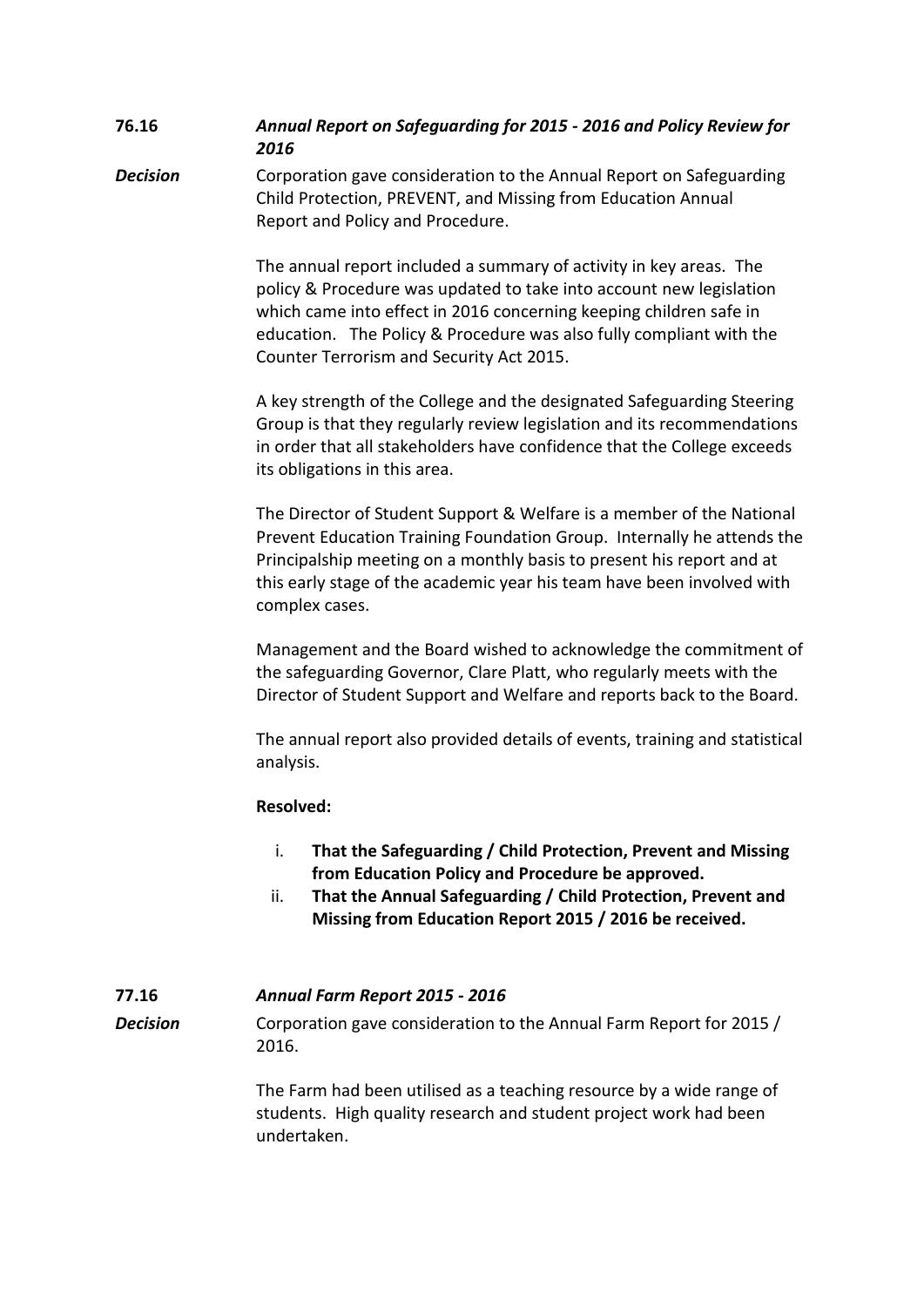**76.16** ***Annual Report on Safeguarding for 2015 - 2016 and Policy Review for 2016***

***Decision*** Corporation gave consideration to the Annual Report on Safeguarding Child Protection, PREVENT, and Missing from Education Annual Report and Policy and Procedure.

The annual report included a summary of activity in key areas. The policy & Procedure was updated to take into account new legislation which came into effect in 2016 concerning keeping children safe in education. The Policy & Procedure was also fully compliant with the Counter Terrorism and Security Act 2015.

A key strength of the College and the designated Safeguarding Steering Group is that they regularly review legislation and its recommendations in order that all stakeholders have confidence that the College exceeds its obligations in this area.

The Director of Student Support & Welfare is a member of the National Prevent Education Training Foundation Group. Internally he attends the Principalship meeting on a monthly basis to present his report and at this early stage of the academic year his team have been involved with complex cases.

Management and the Board wished to acknowledge the commitment of the safeguarding Governor, Clare Platt, who regularly meets with the Director of Student Support and Welfare and reports back to the Board.

The annual report also provided details of events, training and statistical analysis.

**Resolved:**

i. **That the Safeguarding / Child Protection, Prevent and Missing from Education Policy and Procedure be approved.**
ii. **That the Annual Safeguarding / Child Protection, Prevent and Missing from Education Report 2015 / 2016 be received.**

**77.16** ***Annual Farm Report 2015 - 2016***

***Decision*** Corporation gave consideration to the Annual Farm Report for 2015 / 2016.

The Farm had been utilised as a teaching resource by a wide range of students. High quality research and student project work had been undertaken.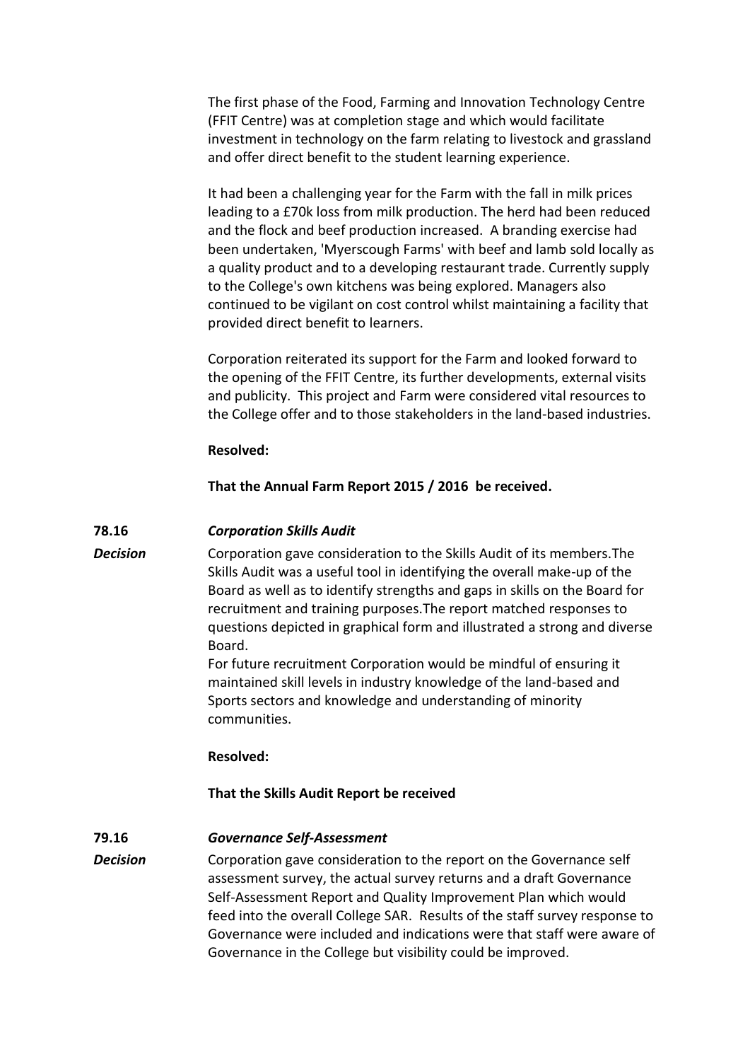The first phase of the Food, Farming and Innovation Technology Centre (FFIT Centre) was at completion stage and which would facilitate investment in technology on the farm relating to livestock and grassland and offer direct benefit to the student learning experience.

It had been a challenging year for the Farm with the fall in milk prices leading to a £70k loss from milk production. The herd had been reduced and the flock and beef production increased. A branding exercise had been undertaken, 'Myerscough Farms' with beef and lamb sold locally as a quality product and to a developing restaurant trade. Currently supply to the College's own kitchens was being explored. Managers also continued to be vigilant on cost control whilst maintaining a facility that provided direct benefit to learners.

Corporation reiterated its support for the Farm and looked forward to the opening of the FFIT Centre, its further developments, external visits and publicity. This project and Farm were considered vital resources to the College offer and to those stakeholders in the land-based industries.

**Resolved:**

**That the Annual Farm Report 2015 / 2016 be received.**

**78.16** ***Corporation Skills Audit***

***Decision***

Corporation gave consideration to the Skills Audit of its members.The Skills Audit was a useful tool in identifying the overall make-up of the Board as well as to identify strengths and gaps in skills on the Board for recruitment and training purposes.The report matched responses to questions depicted in graphical form and illustrated a strong and diverse Board.

For future recruitment Corporation would be mindful of ensuring it maintained skill levels in industry knowledge of the land-based and Sports sectors and knowledge and understanding of minority communities.

**Resolved:**

**That the Skills Audit Report be received**

**79.16** ***Governance Self-Assessment***

***Decision***

Corporation gave consideration to the report on the Governance self assessment survey, the actual survey returns and a draft Governance Self-Assessment Report and Quality Improvement Plan which would feed into the overall College SAR. Results of the staff survey response to Governance were included and indications were that staff were aware of Governance in the College but visibility could be improved.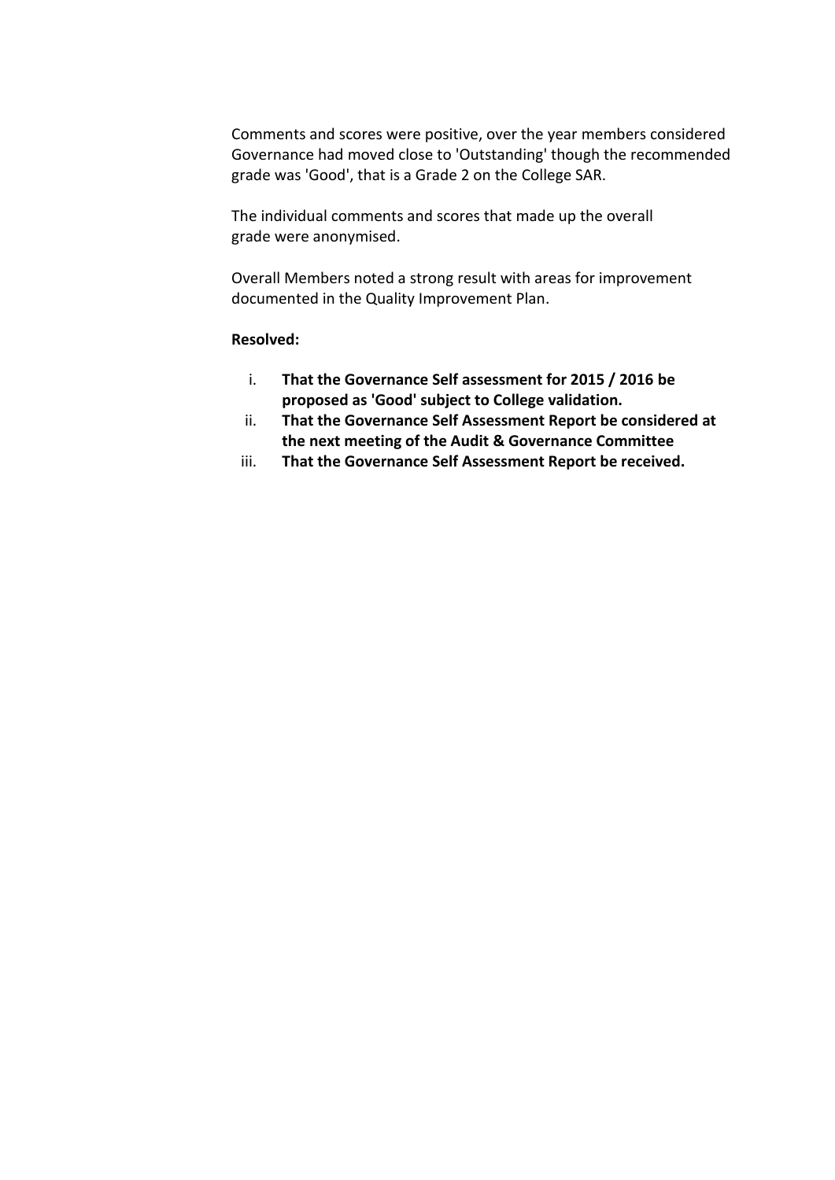Comments and scores were positive, over the year members considered Governance had moved close to 'Outstanding' though the recommended grade was 'Good', that is a Grade 2 on the College SAR.

The individual comments and scores that made up the overall grade were anonymised.

Overall Members noted a strong result with areas for improvement documented in the Quality Improvement Plan.

**Resolved:**

i. **That the Governance Self assessment for 2015 / 2016 be proposed as 'Good' subject to College validation.**
ii. **That the Governance Self Assessment Report be considered at the next meeting of the Audit & Governance Committee**
iii. **That the Governance Self Assessment Report be received.**